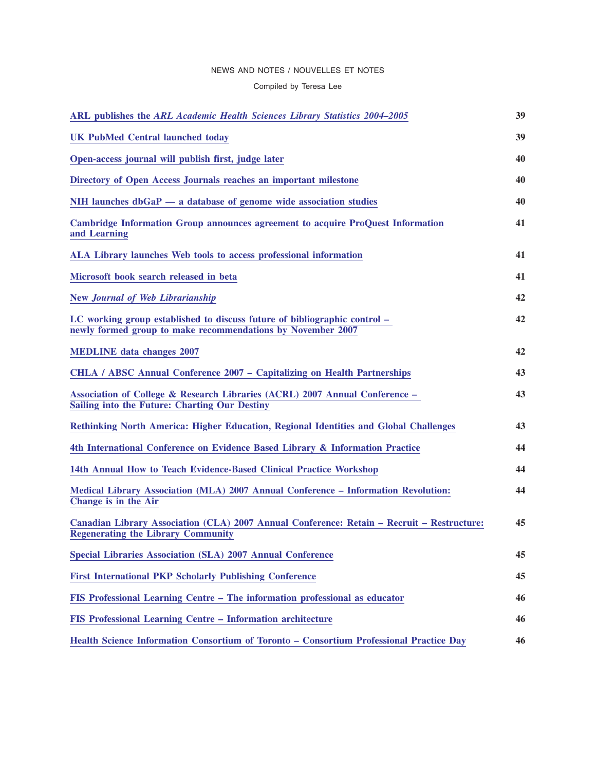NEWS AND NOTES / NOUVELLES ET NOTES

Compiled by Teresa Lee

| | |
|---|---|
| **ARL publishes the *ARL Academic Health Sciences Library Statistics 2004–2005*** | **39** |
| **UK PubMed Central launched today** | **39** |
| **Open-access journal will publish first, judge later** | **40** |
| **Directory of Open Access Journals reaches an important milestone** | **40** |
| **NIH launches dbGaP — a database of genome wide association studies** | **40** |
| **Cambridge Information Group announces agreement to acquire ProQuest Information and Learning** | **41** |
| **ALA Library launches Web tools to access professional information** | **41** |
| **Microsoft book search released in beta** | **41** |
| **New *Journal of Web Librarianship*** | **42** |
| **LC working group established to discuss future of bibliographic control – newly formed group to make recommendations by November 2007** | **42** |
| **MEDLINE data changes 2007** | **42** |
| **CHLA / ABSC Annual Conference 2007 – Capitalizing on Health Partnerships** | **43** |
| **Association of College & Research Libraries (ACRL) 2007 Annual Conference – Sailing into the Future: Charting Our Destiny** | **43** |
| **Rethinking North America: Higher Education, Regional Identities and Global Challenges** | **43** |
| **4th International Conference on Evidence Based Library & Information Practice** | **44** |
| **14th Annual How to Teach Evidence-Based Clinical Practice Workshop** | **44** |
| **Medical Library Association (MLA) 2007 Annual Conference – Information Revolution: Change is in the Air** | **44** |
| **Canadian Library Association (CLA) 2007 Annual Conference: Retain – Recruit – Restructure: Regenerating the Library Community** | **45** |
| **Special Libraries Association (SLA) 2007 Annual Conference** | **45** |
| **First International PKP Scholarly Publishing Conference** | **45** |
| **FIS Professional Learning Centre – The information professional as educator** | **46** |
| **FIS Professional Learning Centre – Information architecture** | **46** |
| **Health Science Information Consortium of Toronto – Consortium Professional Practice Day** | **46** |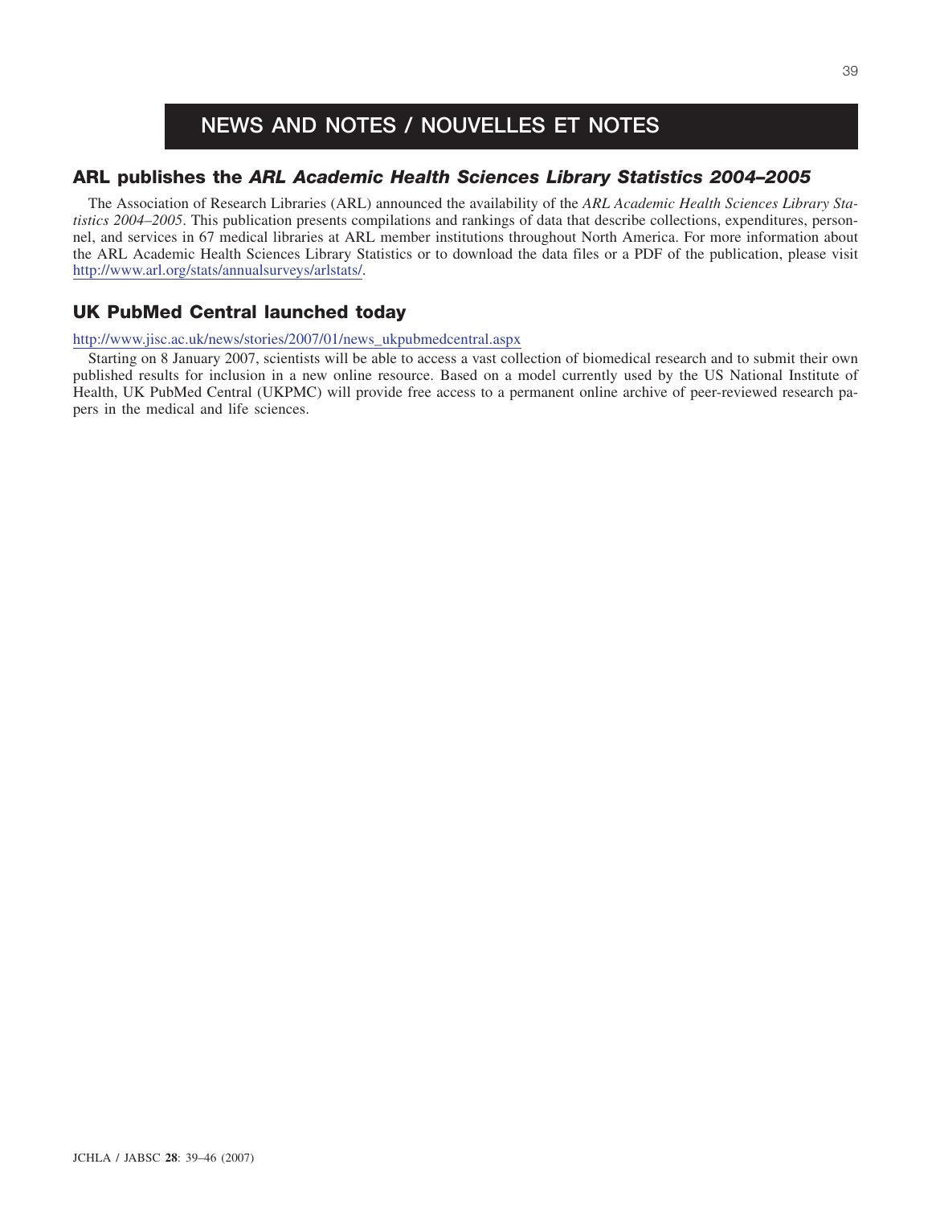# NEWS AND NOTES / NOUVELLES ET NOTES

## ARL publishes the *ARL Academic Health Sciences Library Statistics 2004–2005*

The Association of Research Libraries (ARL) announced the availability of the *ARL Academic Health Sciences Library Statistics 2004–2005*. This publication presents compilations and rankings of data that describe collections, expenditures, personnel, and services in 67 medical libraries at ARL member institutions throughout North America. For more information about the ARL Academic Health Sciences Library Statistics or to download the data files or a PDF of the publication, please visit http://www.arl.org/stats/annualsurveys/arlstats/.

## UK PubMed Central launched today

http://www.jisc.ac.uk/news/stories/2007/01/news_ukpubmedcentral.aspx

Starting on 8 January 2007, scientists will be able to access a vast collection of biomedical research and to submit their own published results for inclusion in a new online resource. Based on a model currently used by the US National Institute of Health, UK PubMed Central (UKPMC) will provide free access to a permanent online archive of peer-reviewed research papers in the medical and life sciences.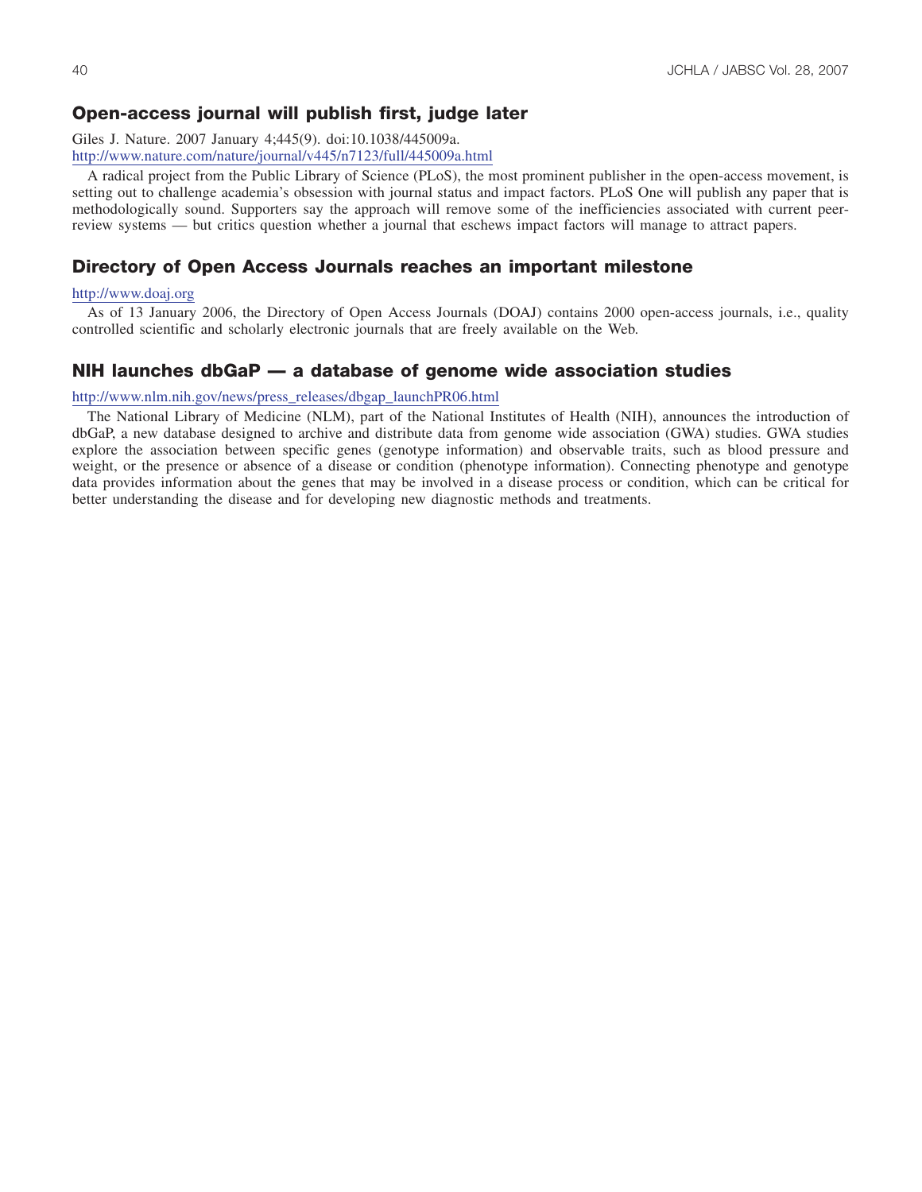## Open-access journal will publish first, judge later

Giles J. Nature. 2007 January 4;445(9). doi:10.1038/445009a.
http://www.nature.com/nature/journal/v445/n7123/full/445009a.html

A radical project from the Public Library of Science (PLoS), the most prominent publisher in the open-access movement, is setting out to challenge academia's obsession with journal status and impact factors. PLoS One will publish any paper that is methodologically sound. Supporters say the approach will remove some of the inefficiencies associated with current peer-review systems — but critics question whether a journal that eschews impact factors will manage to attract papers.

## Directory of Open Access Journals reaches an important milestone

http://www.doaj.org

As of 13 January 2006, the Directory of Open Access Journals (DOAJ) contains 2000 open-access journals, i.e., quality controlled scientific and scholarly electronic journals that are freely available on the Web.

## NIH launches dbGaP — a database of genome wide association studies

http://www.nlm.nih.gov/news/press_releases/dbgap_launchPR06.html

The National Library of Medicine (NLM), part of the National Institutes of Health (NIH), announces the introduction of dbGaP, a new database designed to archive and distribute data from genome wide association (GWA) studies. GWA studies explore the association between specific genes (genotype information) and observable traits, such as blood pressure and weight, or the presence or absence of a disease or condition (phenotype information). Connecting phenotype and genotype data provides information about the genes that may be involved in a disease process or condition, which can be critical for better understanding the disease and for developing new diagnostic methods and treatments.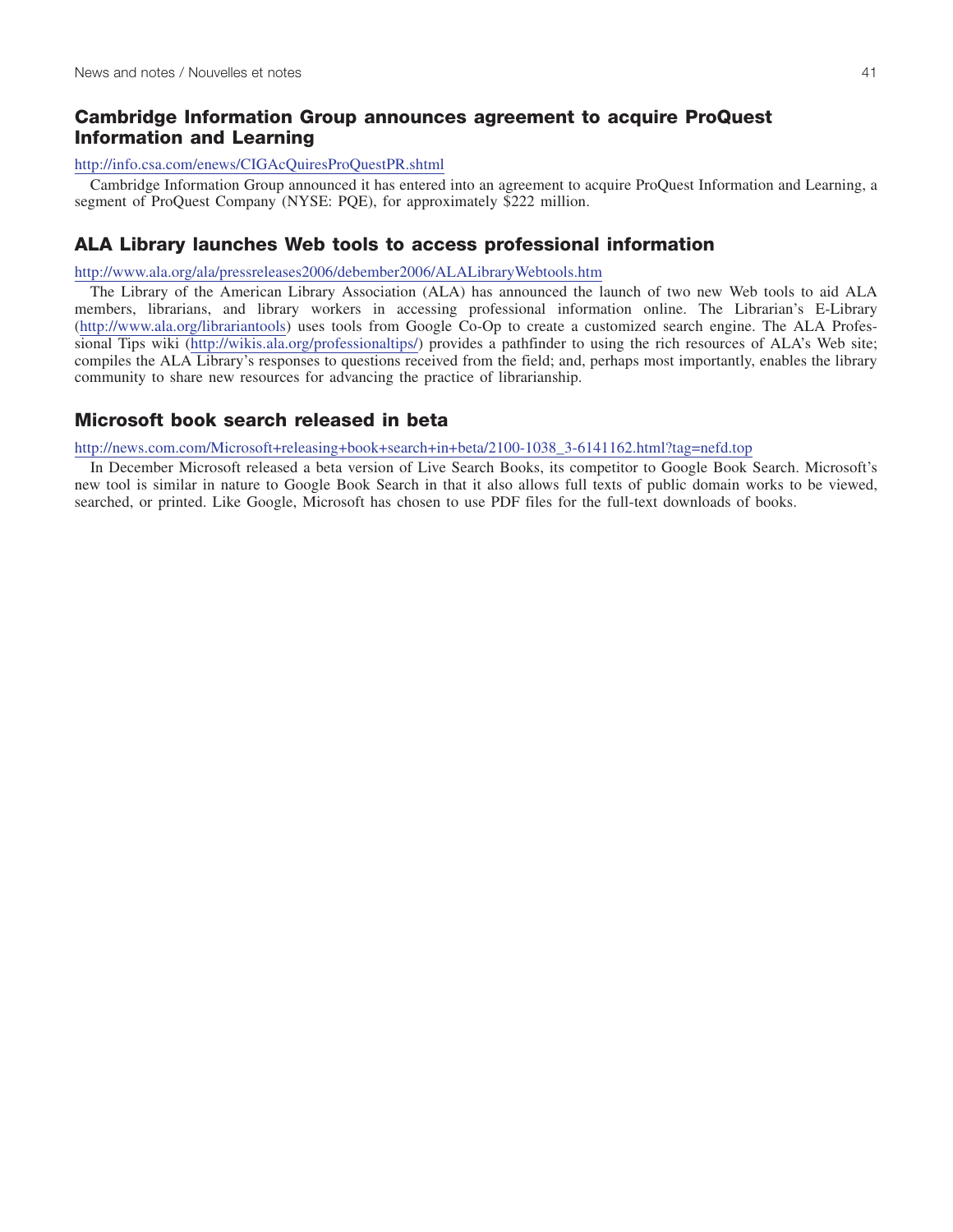## Cambridge Information Group announces agreement to acquire ProQuest Information and Learning

http://info.csa.com/enews/CIGAcQuiresProQuestPR.shtml

Cambridge Information Group announced it has entered into an agreement to acquire ProQuest Information and Learning, a segment of ProQuest Company (NYSE: PQE), for approximately $222 million.

## ALA Library launches Web tools to access professional information

http://www.ala.org/ala/pressreleases2006/debember2006/ALALibraryWebtools.htm

The Library of the American Library Association (ALA) has announced the launch of two new Web tools to aid ALA members, librarians, and library workers in accessing professional information online. The Librarian's E-Library (http://www.ala.org/librariantools) uses tools from Google Co-Op to create a customized search engine. The ALA Professional Tips wiki (http://wikis.ala.org/professionaltips/) provides a pathfinder to using the rich resources of ALA's Web site; compiles the ALA Library's responses to questions received from the field; and, perhaps most importantly, enables the library community to share new resources for advancing the practice of librarianship.

## Microsoft book search released in beta

http://news.com.com/Microsoft+releasing+book+search+in+beta/2100-1038_3-6141162.html?tag=nefd.top

In December Microsoft released a beta version of Live Search Books, its competitor to Google Book Search. Microsoft's new tool is similar in nature to Google Book Search in that it also allows full texts of public domain works to be viewed, searched, or printed. Like Google, Microsoft has chosen to use PDF files for the full-text downloads of books.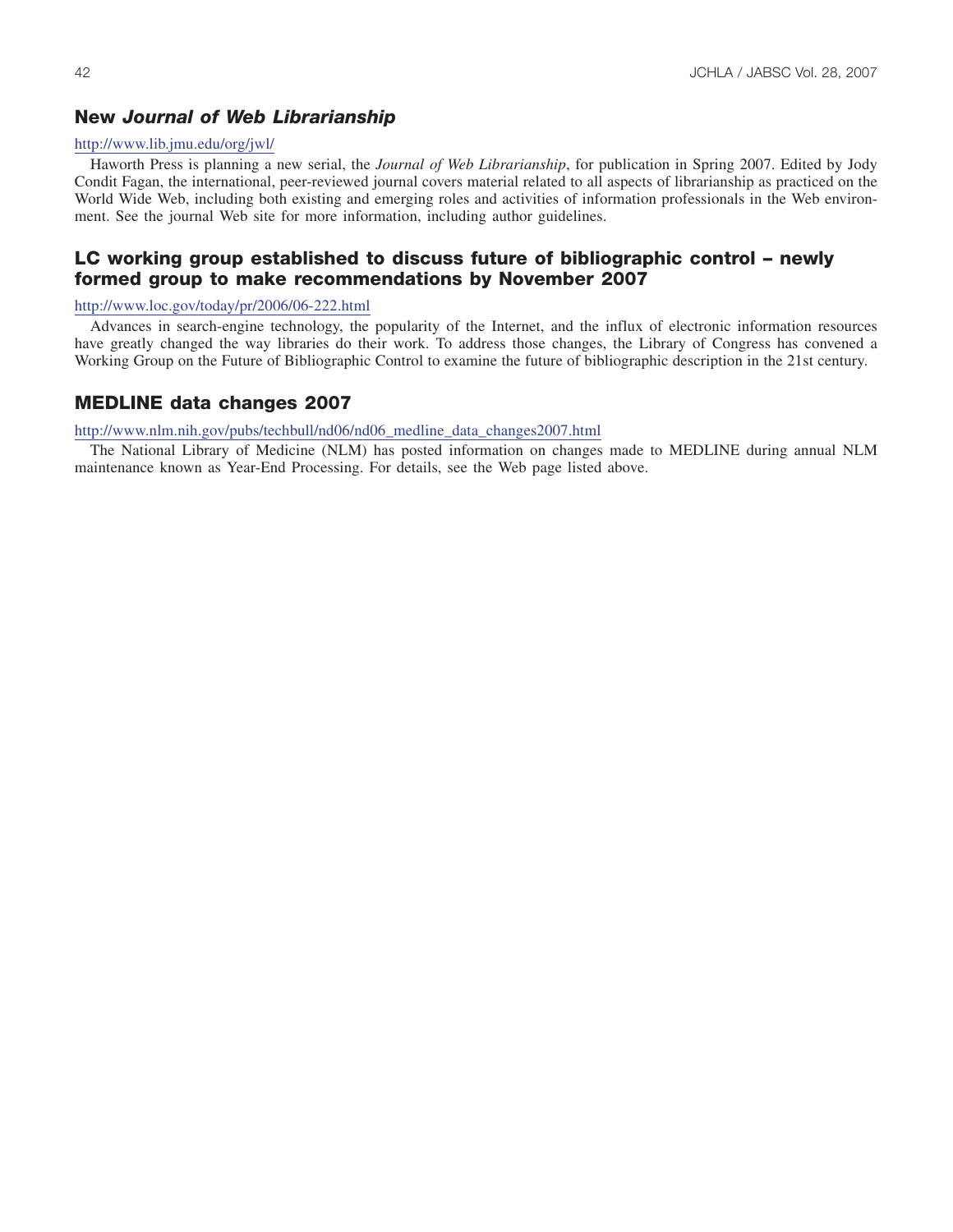## New *Journal of Web Librarianship*

http://www.lib.jmu.edu/org/jwl/

Haworth Press is planning a new serial, the *Journal of Web Librarianship*, for publication in Spring 2007. Edited by Jody Condit Fagan, the international, peer-reviewed journal covers material related to all aspects of librarianship as practiced on the World Wide Web, including both existing and emerging roles and activities of information professionals in the Web environment. See the journal Web site for more information, including author guidelines.

## LC working group established to discuss future of bibliographic control – newly formed group to make recommendations by November 2007

http://www.loc.gov/today/pr/2006/06-222.html

Advances in search-engine technology, the popularity of the Internet, and the influx of electronic information resources have greatly changed the way libraries do their work. To address those changes, the Library of Congress has convened a Working Group on the Future of Bibliographic Control to examine the future of bibliographic description in the 21st century.

## MEDLINE data changes 2007

http://www.nlm.nih.gov/pubs/techbull/nd06/nd06_medline_data_changes2007.html

The National Library of Medicine (NLM) has posted information on changes made to MEDLINE during annual NLM maintenance known as Year-End Processing. For details, see the Web page listed above.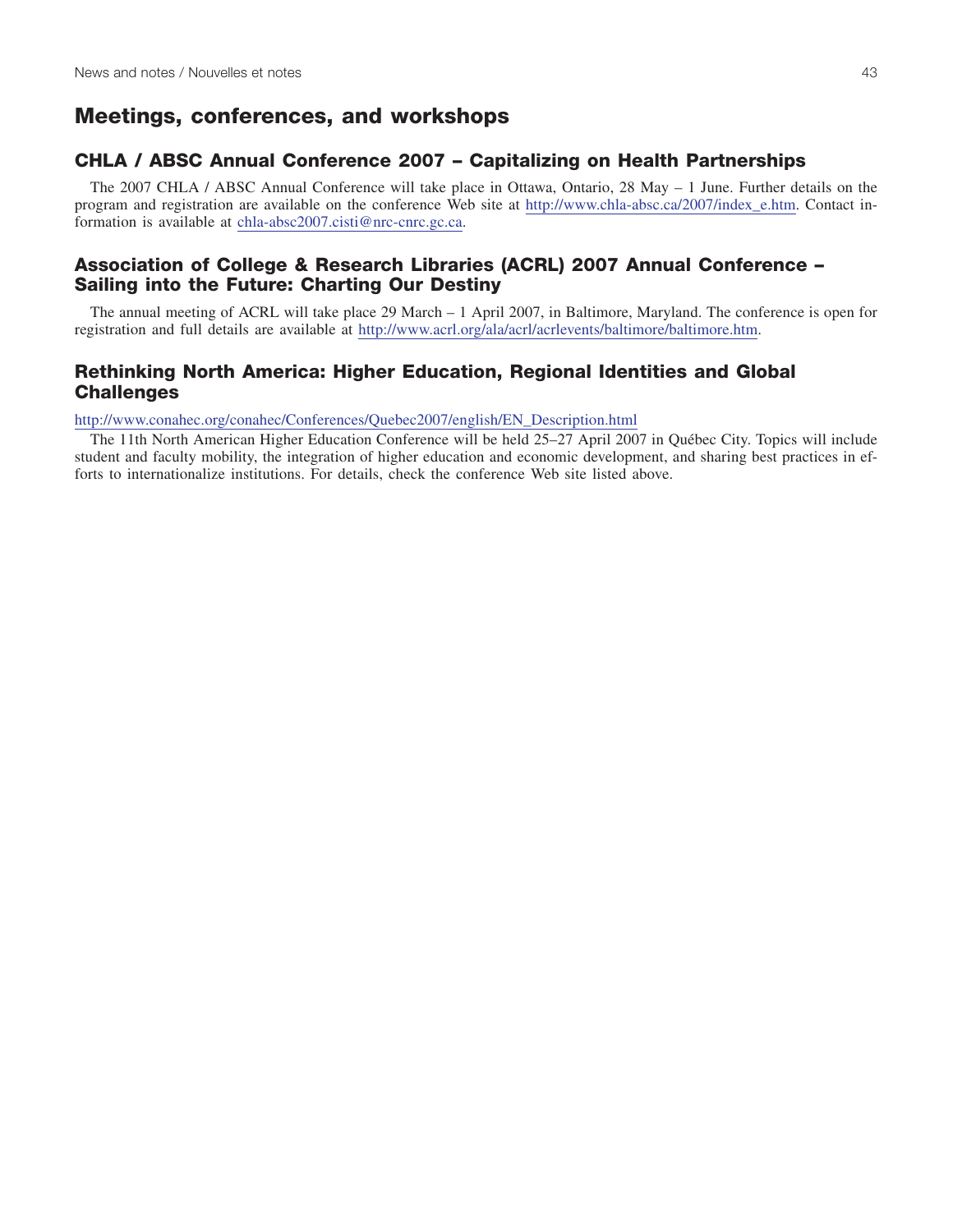## Meetings, conferences, and workshops

### CHLA / ABSC Annual Conference 2007 – Capitalizing on Health Partnerships

The 2007 CHLA / ABSC Annual Conference will take place in Ottawa, Ontario, 28 May – 1 June. Further details on the program and registration are available on the conference Web site at http://www.chla-absc.ca/2007/index_e.htm. Contact information is available at chla-absc2007.cisti@nrc-cnrc.gc.ca.

### Association of College & Research Libraries (ACRL) 2007 Annual Conference – Sailing into the Future: Charting Our Destiny

The annual meeting of ACRL will take place 29 March – 1 April 2007, in Baltimore, Maryland. The conference is open for registration and full details are available at http://www.acrl.org/ala/acrl/acrlevents/baltimore/baltimore.htm.

### Rethinking North America: Higher Education, Regional Identities and Global Challenges

http://www.conahec.org/conahec/Conferences/Quebec2007/english/EN_Description.html

The 11th North American Higher Education Conference will be held 25–27 April 2007 in Québec City. Topics will include student and faculty mobility, the integration of higher education and economic development, and sharing best practices in efforts to internationalize institutions. For details, check the conference Web site listed above.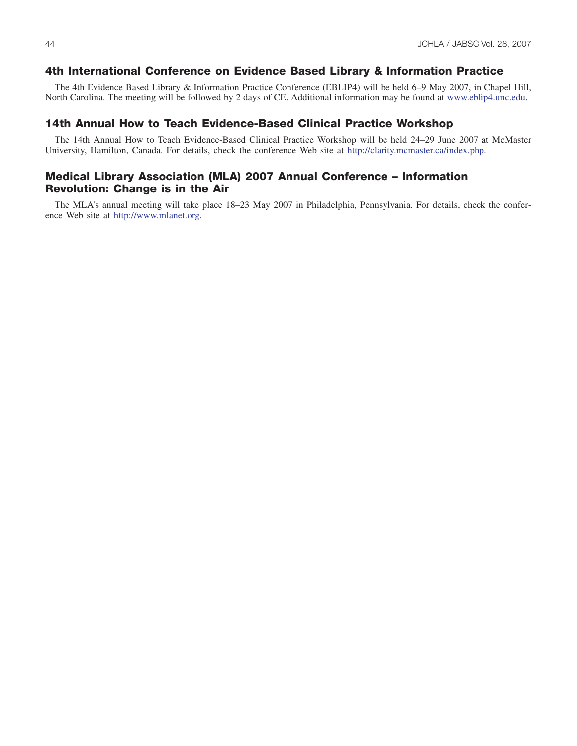## 4th International Conference on Evidence Based Library & Information Practice

The 4th Evidence Based Library & Information Practice Conference (EBLIP4) will be held 6–9 May 2007, in Chapel Hill, North Carolina. The meeting will be followed by 2 days of CE. Additional information may be found at www.eblip4.unc.edu.

## 14th Annual How to Teach Evidence-Based Clinical Practice Workshop

The 14th Annual How to Teach Evidence-Based Clinical Practice Workshop will be held 24–29 June 2007 at McMaster University, Hamilton, Canada. For details, check the conference Web site at http://clarity.mcmaster.ca/index.php.

## Medical Library Association (MLA) 2007 Annual Conference – Information Revolution: Change is in the Air

The MLA's annual meeting will take place 18–23 May 2007 in Philadelphia, Pennsylvania. For details, check the conference Web site at http://www.mlanet.org.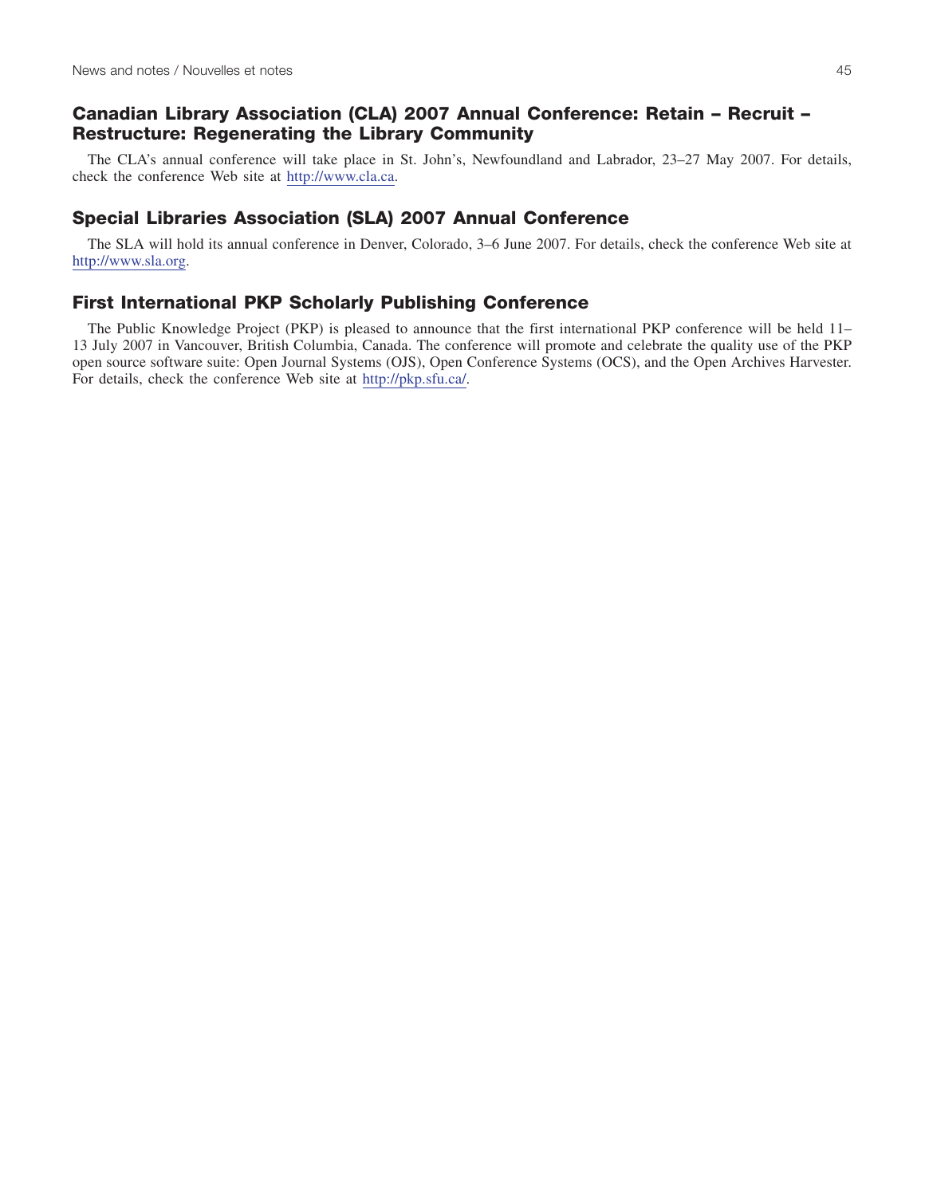## Canadian Library Association (CLA) 2007 Annual Conference: Retain – Recruit – Restructure: Regenerating the Library Community

The CLA's annual conference will take place in St. John's, Newfoundland and Labrador, 23–27 May 2007. For details, check the conference Web site at http://www.cla.ca.

## Special Libraries Association (SLA) 2007 Annual Conference

The SLA will hold its annual conference in Denver, Colorado, 3–6 June 2007. For details, check the conference Web site at http://www.sla.org.

## First International PKP Scholarly Publishing Conference

The Public Knowledge Project (PKP) is pleased to announce that the first international PKP conference will be held 11–13 July 2007 in Vancouver, British Columbia, Canada. The conference will promote and celebrate the quality use of the PKP open source software suite: Open Journal Systems (OJS), Open Conference Systems (OCS), and the Open Archives Harvester. For details, check the conference Web site at http://pkp.sfu.ca/.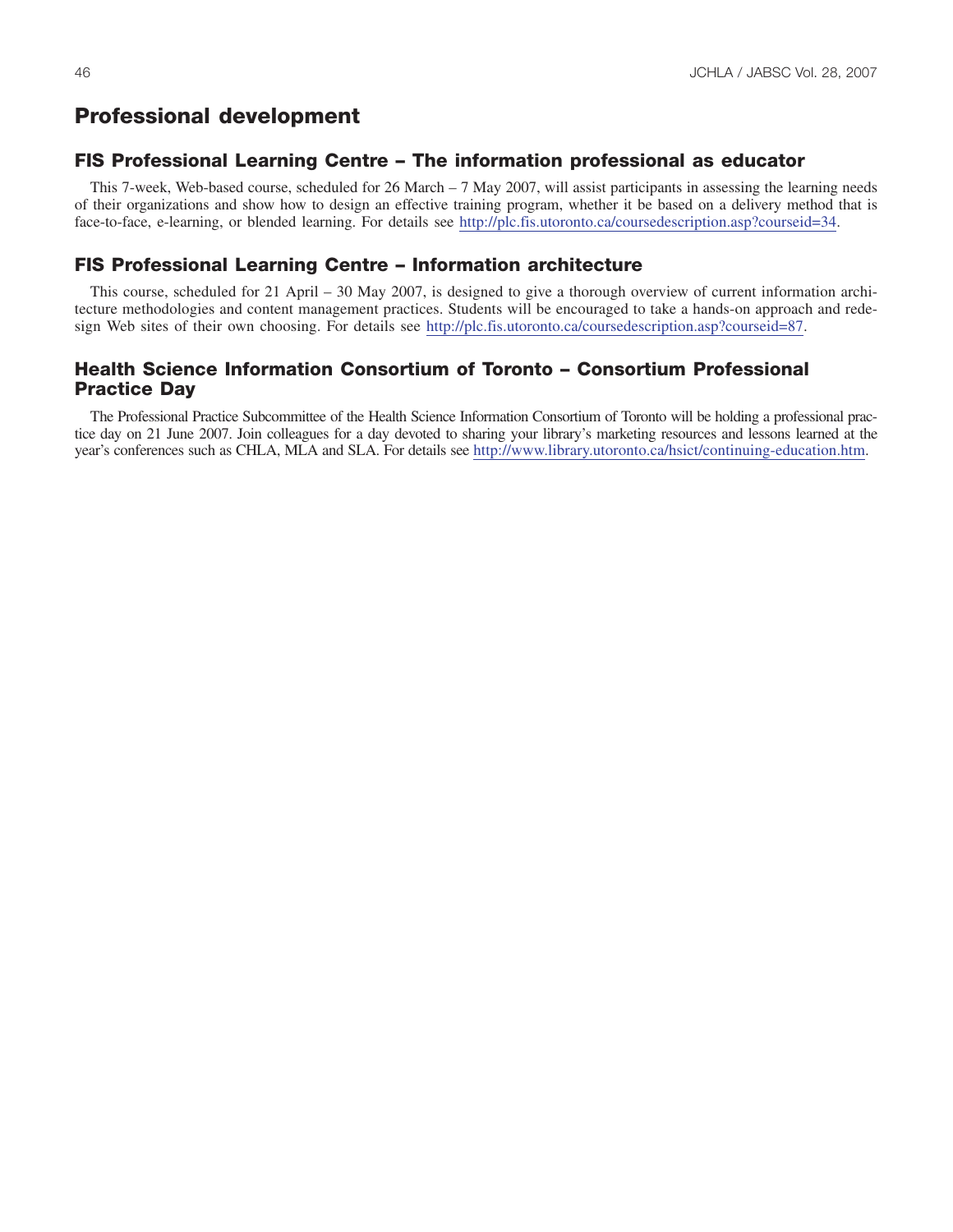## Professional development

### FIS Professional Learning Centre – The information professional as educator

This 7-week, Web-based course, scheduled for 26 March – 7 May 2007, will assist participants in assessing the learning needs of their organizations and show how to design an effective training program, whether it be based on a delivery method that is face-to-face, e-learning, or blended learning. For details see http://plc.fis.utoronto.ca/coursedescription.asp?courseid=34.

### FIS Professional Learning Centre – Information architecture

This course, scheduled for 21 April – 30 May 2007, is designed to give a thorough overview of current information architecture methodologies and content management practices. Students will be encouraged to take a hands-on approach and redesign Web sites of their own choosing. For details see http://plc.fis.utoronto.ca/coursedescription.asp?courseid=87.

### Health Science Information Consortium of Toronto – Consortium Professional Practice Day

The Professional Practice Subcommittee of the Health Science Information Consortium of Toronto will be holding a professional practice day on 21 June 2007. Join colleagues for a day devoted to sharing your library's marketing resources and lessons learned at the year's conferences such as CHLA, MLA and SLA. For details see http://www.library.utoronto.ca/hsict/continuing-education.htm.